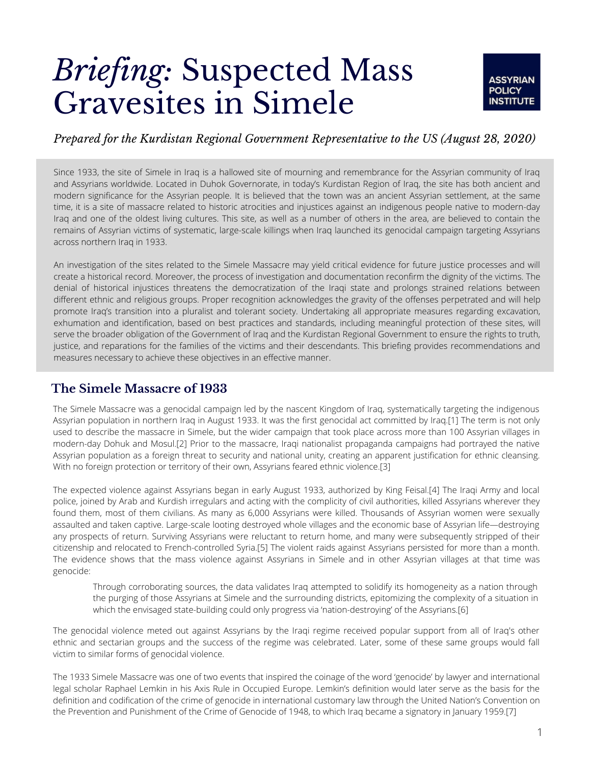# *Briefing:* Suspected Mass Gravesites in Simele

ASSYRIAN POLICY INSTITUTE

*Prepared for the Kurdistan Regional Government Representative to the US (August 28, 2020)*

Since 1933, the site of Simele in Iraq is a hallowed site of mourning and remembrance for the Assyrian community of Iraq and Assyrians worldwide. Located in Duhok Governorate, in today's Kurdistan Region of Iraq, the site has both ancient and modern significance for the Assyrian people. It is believed that the town was an ancient Assyrian settlement, at the same time, it is a site of massacre related to historic atrocities and injustices against an indigenous people native to modern-day Iraq and one of the oldest living cultures. This site, as well as a number of others in the area, are believed to contain the remains of Assyrian victims of systematic, large-scale killings when Iraq launched its genocidal campaign targeting Assyrians across northern Iraq in 1933.

An investigation of the sites related to the Simele Massacre may yield critical evidence for future justice processes and will create a historical record. Moreover, the process of investigation and documentation reconfirm the dignity of the victims. The denial of historical injustices threatens the democratization of the Iraqi state and prolongs strained relations between different ethnic and religious groups. Proper recognition acknowledges the gravity of the offenses perpetrated and will help promote Iraq's transition into a pluralist and tolerant society. Undertaking all appropriate measures regarding excavation, exhumation and identification, based on best practices and standards, including meaningful protection of these sites, will serve the broader obligation of the Government of Iraq and the Kurdistan Regional Government to ensure the rights to truth, justice, and reparations for the families of the victims and their descendants. This briefing provides recommendations and measures necessary to achieve these objectives in an effective manner.

## The Simele Massacre of 1933

The Simele Massacre was a genocidal campaign led by the nascent Kingdom of Iraq, systematically targeting the indigenous Assyrian population in northern Iraq in August 1933. It was the first genocidal act committed by Iraq.[1] The term is not only used to describe the massacre in Simele, but the wider campaign that took place across more than 100 Assyrian villages in modern-day Dohuk and Mosul.[2] Prior to the massacre, Iraqi nationalist propaganda campaigns had portrayed the native Assyrian population as a foreign threat to security and national unity, creating an apparent justification for ethnic cleansing. With no foreign protection or territory of their own, Assyrians feared ethnic violence.[3]

The expected violence against Assyrians began in early August 1933, authorized by King Feisal.[4] The Iraqi Army and local police, joined by Arab and Kurdish irregulars and acting with the complicity of civil authorities, killed Assyrians wherever they found them, most of them civilians. As many as 6,000 Assyrians were killed. Thousands of Assyrian women were sexually assaulted and taken captive. Large-scale looting destroyed whole villages and the economic base of Assyrian life—destroying any prospects of return. Surviving Assyrians were reluctant to return home, and many were subsequently stripped of their citizenship and relocated to French-controlled Syria.[5] The violent raids against Assyrians persisted for more than a month. The evidence shows that the mass violence against Assyrians in Simele and in other Assyrian villages at that time was genocide:

> Through corroborating sources, the data validates Iraq attempted to solidify its homogeneity as a nation through the purging of those Assyrians at Simele and the surrounding districts, epitomizing the complexity of a situation in which the envisaged state-building could only progress via 'nation-destroying' of the Assyrians.[6]

The genocidal violence meted out against Assyrians by the Iraqi regime received popular support from all of Iraq's other ethnic and sectarian groups and the success of the regime was celebrated. Later, some of these same groups would fall victim to similar forms of genocidal violence.

The 1933 Simele Massacre was one of two events that inspired the coinage of the word 'genocide' by lawyer and international legal scholar Raphael Lemkin in his Axis Rule in Occupied Europe. Lemkin's definition would later serve as the basis for the definition and codification of the crime of genocide in international customary law through the United Nation's Convention on the Prevention and Punishment of the Crime of Genocide of 1948, to which Iraq became a signatory in January 1959.[7]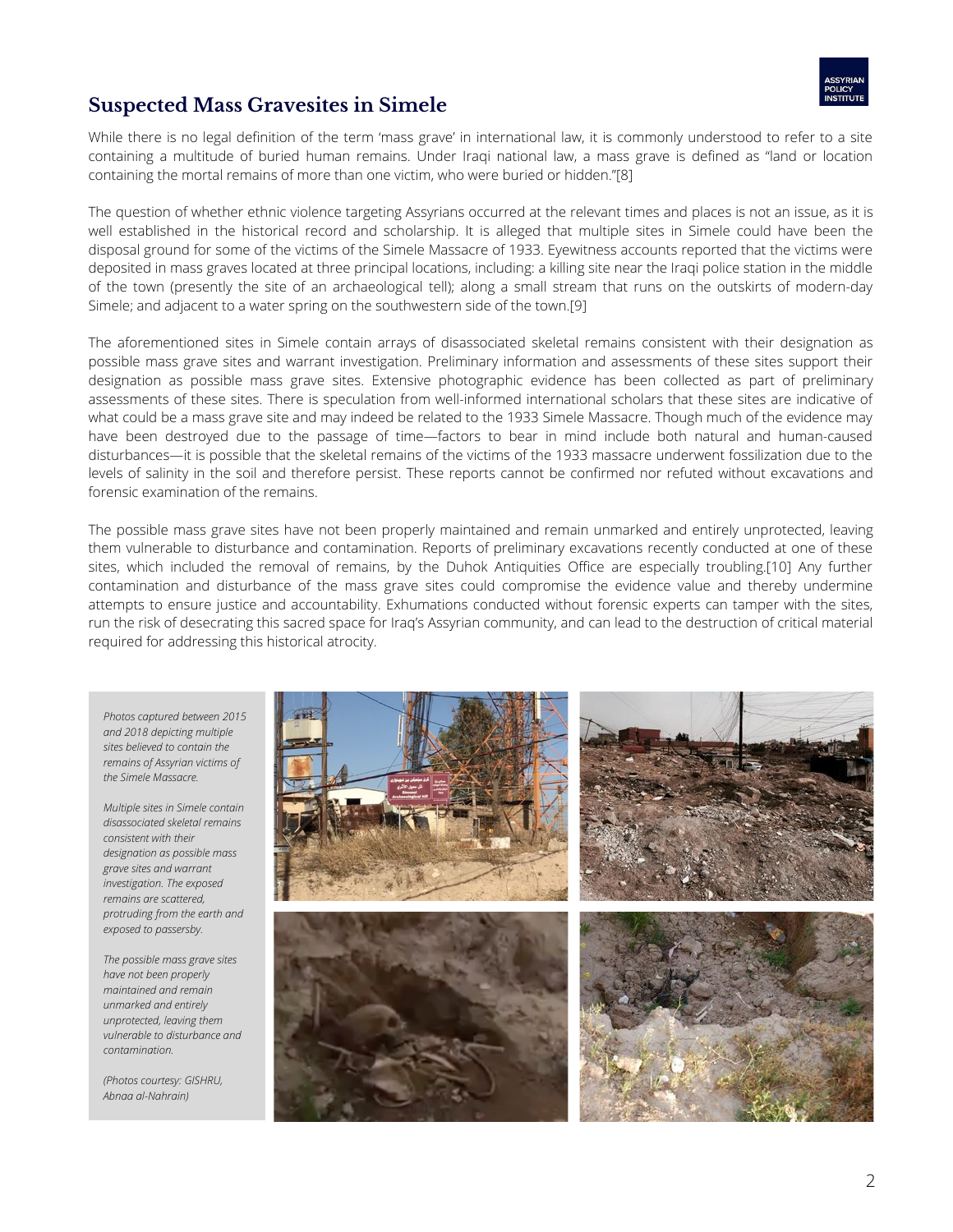## Suspected Mass Gravesites in Simele

While there is no legal definition of the term 'mass grave' in international law, it is commonly understood to refer to a site containing a multitude of buried human remains. Under Iraqi national law, a mass grave is defined as "land or location containing the mortal remains of more than one victim, who were buried or hidden."[8]

The question of whether ethnic violence targeting Assyrians occurred at the relevant times and places is not an issue, as it is well established in the historical record and scholarship. It is alleged that multiple sites in Simele could have been the disposal ground for some of the victims of the Simele Massacre of 1933. Eyewitness accounts reported that the victims were deposited in mass graves located at three principal locations, including: a killing site near the Iraqi police station in the middle of the town (presently the site of an archaeological tell); along a small stream that runs on the outskirts of modern-day Simele; and adjacent to a water spring on the southwestern side of the town.[9]

The aforementioned sites in Simele contain arrays of disassociated skeletal remains consistent with their designation as possible mass grave sites and warrant investigation. Preliminary information and assessments of these sites support their designation as possible mass grave sites. Extensive photographic evidence has been collected as part of preliminary assessments of these sites. There is speculation from well-informed international scholars that these sites are indicative of what could be a mass grave site and may indeed be related to the 1933 Simele Massacre. Though much of the evidence may have been destroyed due to the passage of time—factors to bear in mind include both natural and human-caused disturbances—it is possible that the skeletal remains of the victims of the 1933 massacre underwent fossilization due to the levels of salinity in the soil and therefore persist. These reports cannot be confirmed nor refuted without excavations and forensic examination of the remains.

The possible mass grave sites have not been properly maintained and remain unmarked and entirely unprotected, leaving them vulnerable to disturbance and contamination. Reports of preliminary excavations recently conducted at one of these sites, which included the removal of remains, by the Duhok Antiquities Office are especially troubling.[10] Any further contamination and disturbance of the mass grave sites could compromise the evidence value and thereby undermine attempts to ensure justice and accountability. Exhumations conducted without forensic experts can tamper with the sites, run the risk of desecrating this sacred space for Iraq's Assyrian community, and can lead to the destruction of critical material required for addressing this historical atrocity.

*Photos captured between 2015 and 2018 depicting multiple sites believed to contain the remains of Assyrian victims of the Simele Massacre.*

*Multiple sites in Simele contain disassociated skeletal remains consistent with their designation as possible mass grave sites and warrant investigation. The exposed remains are scattered, protruding from the earth and exposed to passersby.*

*The possible mass grave sites have not been properly maintained and remain unmarked and entirely unprotected, leaving them vulnerable to disturbance and contamination.*

*(Photos courtesy: GISHRU, Abnaa al-Nahrain)*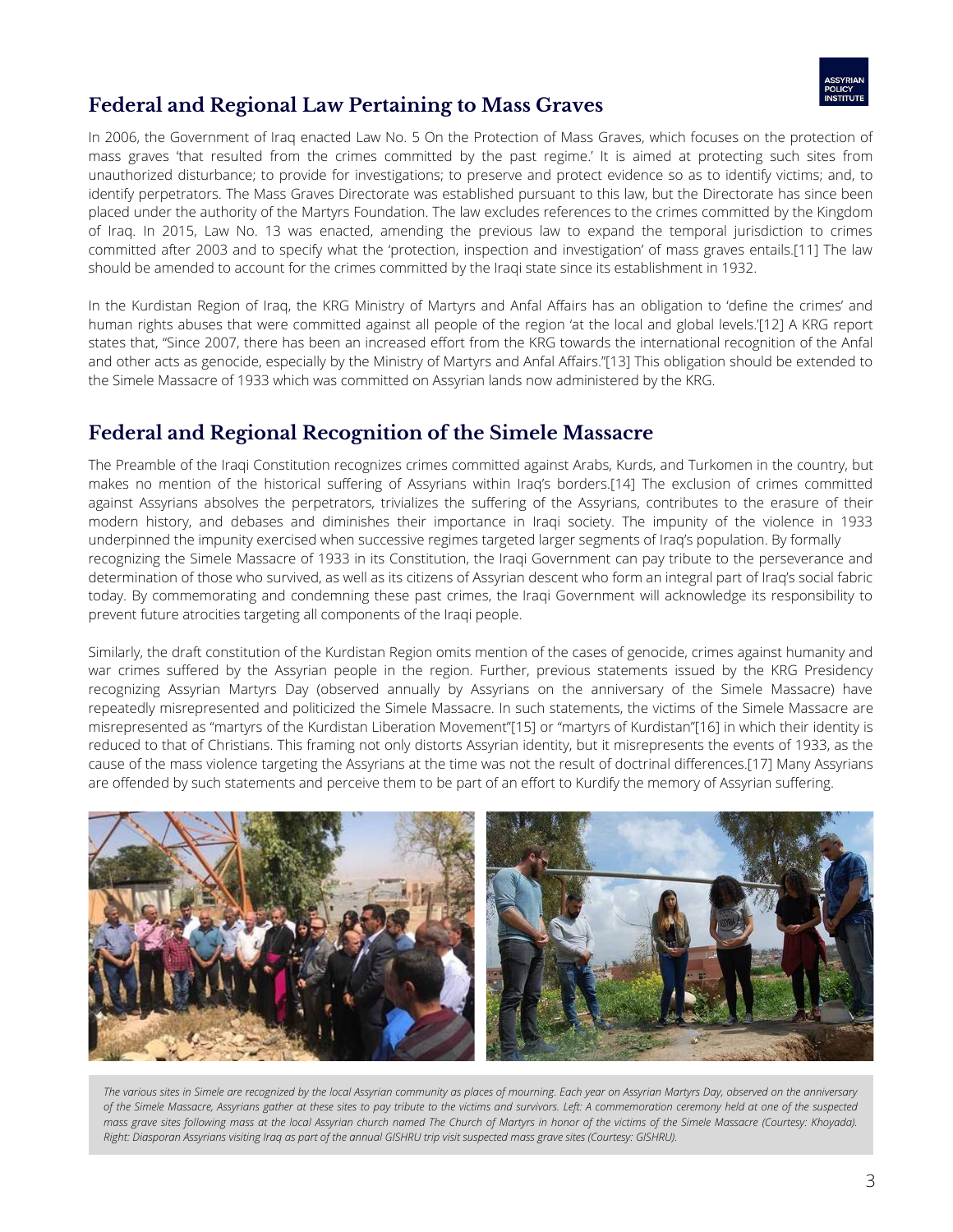## Federal and Regional Law Pertaining to Mass Graves

In 2006, the Government of Iraq enacted Law No. 5 On the Protection of Mass Graves, which focuses on the protection of mass graves 'that resulted from the crimes committed by the past regime.' It is aimed at protecting such sites from unauthorized disturbance; to provide for investigations; to preserve and protect evidence so as to identify victims; and, to identify perpetrators. The Mass Graves Directorate was established pursuant to this law, but the Directorate has since been placed under the authority of the Martyrs Foundation. The law excludes references to the crimes committed by the Kingdom of Iraq. In 2015, Law No. 13 was enacted, amending the previous law to expand the temporal jurisdiction to crimes committed after 2003 and to specify what the 'protection, inspection and investigation' of mass graves entails.[11] The law should be amended to account for the crimes committed by the Iraqi state since its establishment in 1932.

In the Kurdistan Region of Iraq, the KRG Ministry of Martyrs and Anfal Affairs has an obligation to 'define the crimes' and human rights abuses that were committed against all people of the region 'at the local and global levels.'[12] A KRG report states that, "Since 2007, there has been an increased effort from the KRG towards the international recognition of the Anfal and other acts as genocide, especially by the Ministry of Martyrs and Anfal Affairs."[13] This obligation should be extended to the Simele Massacre of 1933 which was committed on Assyrian lands now administered by the KRG.

## Federal and Regional Recognition of the Simele Massacre

The Preamble of the Iraqi Constitution recognizes crimes committed against Arabs, Kurds, and Turkomen in the country, but makes no mention of the historical suffering of Assyrians within Iraq's borders.[14] The exclusion of crimes committed against Assyrians absolves the perpetrators, trivializes the suffering of the Assyrians, contributes to the erasure of their modern history, and debases and diminishes their importance in Iraqi society. The impunity of the violence in 1933 underpinned the impunity exercised when successive regimes targeted larger segments of Iraq's population. By formally recognizing the Simele Massacre of 1933 in its Constitution, the Iraqi Government can pay tribute to the perseverance and determination of those who survived, as well as its citizens of Assyrian descent who form an integral part of Iraq's social fabric today. By commemorating and condemning these past crimes, the Iraqi Government will acknowledge its responsibility to prevent future atrocities targeting all components of the Iraqi people.

Similarly, the draft constitution of the Kurdistan Region omits mention of the cases of genocide, crimes against humanity and war crimes suffered by the Assyrian people in the region. Further, previous statements issued by the KRG Presidency recognizing Assyrian Martyrs Day (observed annually by Assyrians on the anniversary of the Simele Massacre) have repeatedly misrepresented and politicized the Simele Massacre. In such statements, the victims of the Simele Massacre are misrepresented as "martyrs of the Kurdistan Liberation Movement"[15] or "martyrs of Kurdistan"[16] in which their identity is reduced to that of Christians. This framing not only distorts Assyrian identity, but it misrepresents the events of 1933, as the cause of the mass violence targeting the Assyrians at the time was not the result of doctrinal differences.[17] Many Assyrians are offended by such statements and perceive them to be part of an effort to Kurdify the memory of Assyrian suffering.

*The various sites in Simele are recognized by the local Assyrian community as places of mourning. Each year on Assyrian Martyrs Day, observed on the anniversary of the Simele Massacre, Assyrians gather at these sites to pay tribute to the victims and survivors. Left: A commemoration ceremony held at one of the suspected mass grave sites following mass at the local Assyrian church named The Church of Martyrs in honor of the victims of the Simele Massacre (Courtesy: Khoyada). Right: Diasporan Assyrians visiting Iraq as part of the annual GISHRU trip visit suspected mass grave sites (Courtesy: GISHRU).*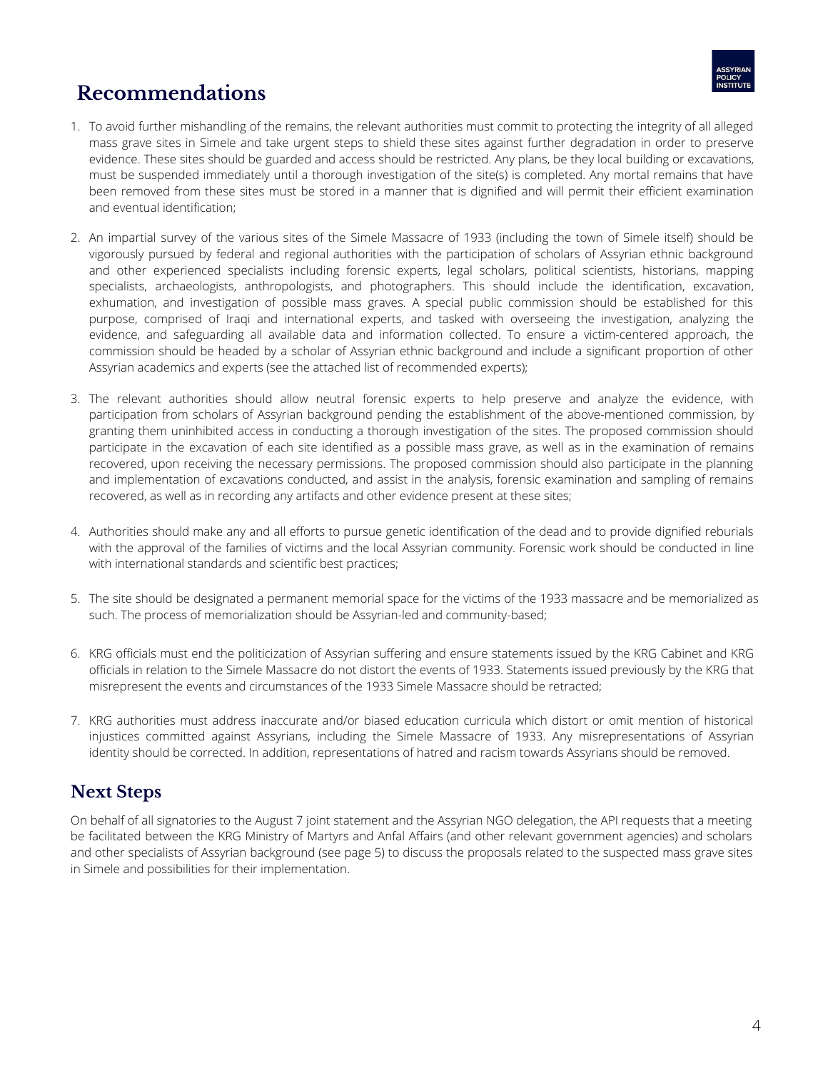## Recommendations

1. To avoid further mishandling of the remains, the relevant authorities must commit to protecting the integrity of all alleged mass grave sites in Simele and take urgent steps to shield these sites against further degradation in order to preserve evidence. These sites should be guarded and access should be restricted. Any plans, be they local building or excavations, must be suspended immediately until a thorough investigation of the site(s) is completed. Any mortal remains that have been removed from these sites must be stored in a manner that is dignified and will permit their efficient examination and eventual identification;

2. An impartial survey of the various sites of the Simele Massacre of 1933 (including the town of Simele itself) should be vigorously pursued by federal and regional authorities with the participation of scholars of Assyrian ethnic background and other experienced specialists including forensic experts, legal scholars, political scientists, historians, mapping specialists, archaeologists, anthropologists, and photographers. This should include the identification, excavation, exhumation, and investigation of possible mass graves. A special public commission should be established for this purpose, comprised of Iraqi and international experts, and tasked with overseeing the investigation, analyzing the evidence, and safeguarding all available data and information collected. To ensure a victim-centered approach, the commission should be headed by a scholar of Assyrian ethnic background and include a significant proportion of other Assyrian academics and experts (see the attached list of recommended experts);

3. The relevant authorities should allow neutral forensic experts to help preserve and analyze the evidence, with participation from scholars of Assyrian background pending the establishment of the above-mentioned commission, by granting them uninhibited access in conducting a thorough investigation of the sites. The proposed commission should participate in the excavation of each site identified as a possible mass grave, as well as in the examination of remains recovered, upon receiving the necessary permissions. The proposed commission should also participate in the planning and implementation of excavations conducted, and assist in the analysis, forensic examination and sampling of remains recovered, as well as in recording any artifacts and other evidence present at these sites;

4. Authorities should make any and all efforts to pursue genetic identification of the dead and to provide dignified reburials with the approval of the families of victims and the local Assyrian community. Forensic work should be conducted in line with international standards and scientific best practices;

5. The site should be designated a permanent memorial space for the victims of the 1933 massacre and be memorialized as such. The process of memorialization should be Assyrian-led and community-based;

6. KRG officials must end the politicization of Assyrian suffering and ensure statements issued by the KRG Cabinet and KRG officials in relation to the Simele Massacre do not distort the events of 1933. Statements issued previously by the KRG that misrepresent the events and circumstances of the 1933 Simele Massacre should be retracted;

7. KRG authorities must address inaccurate and/or biased education curricula which distort or omit mention of historical injustices committed against Assyrians, including the Simele Massacre of 1933. Any misrepresentations of Assyrian identity should be corrected. In addition, representations of hatred and racism towards Assyrians should be removed.

## Next Steps

On behalf of all signatories to the August 7 joint statement and the Assyrian NGO delegation, the API requests that a meeting be facilitated between the KRG Ministry of Martyrs and Anfal Affairs (and other relevant government agencies) and scholars and other specialists of Assyrian background (see page 5) to discuss the proposals related to the suspected mass grave sites in Simele and possibilities for their implementation.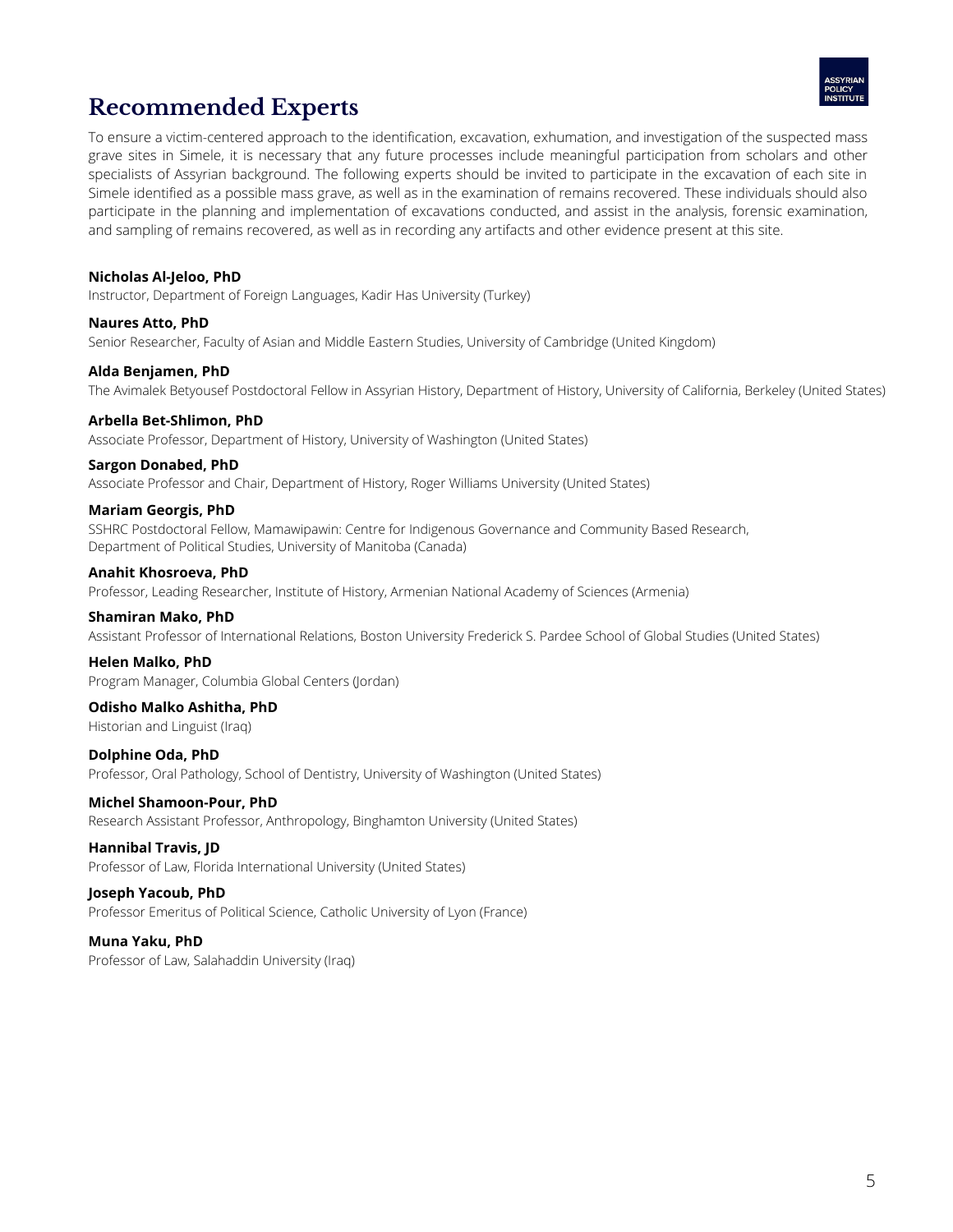## Recommended Experts

To ensure a victim-centered approach to the identification, excavation, exhumation, and investigation of the suspected mass grave sites in Simele, it is necessary that any future processes include meaningful participation from scholars and other specialists of Assyrian background. The following experts should be invited to participate in the excavation of each site in Simele identified as a possible mass grave, as well as in the examination of remains recovered. These individuals should also participate in the planning and implementation of excavations conducted, and assist in the analysis, forensic examination, and sampling of remains recovered, as well as in recording any artifacts and other evidence present at this site.

**Nicholas Al-Jeloo, PhD**
Instructor, Department of Foreign Languages, Kadir Has University (Turkey)

**Naures Atto, PhD**
Senior Researcher, Faculty of Asian and Middle Eastern Studies, University of Cambridge (United Kingdom)

**Alda Benjamen, PhD**
The Avimalek Betyousef Postdoctoral Fellow in Assyrian History, Department of History, University of California, Berkeley (United States)

**Arbella Bet-Shlimon, PhD**
Associate Professor, Department of History, University of Washington (United States)

**Sargon Donabed, PhD**
Associate Professor and Chair, Department of History, Roger Williams University (United States)

**Mariam Georgis, PhD**
SSHRC Postdoctoral Fellow, Mamawipawin: Centre for Indigenous Governance and Community Based Research, Department of Political Studies, University of Manitoba (Canada)

**Anahit Khosroeva, PhD**
Professor, Leading Researcher, Institute of History, Armenian National Academy of Sciences (Armenia)

**Shamiran Mako, PhD**
Assistant Professor of International Relations, Boston University Frederick S. Pardee School of Global Studies (United States)

**Helen Malko, PhD**
Program Manager, Columbia Global Centers (Jordan)

**Odisho Malko Ashitha, PhD**
Historian and Linguist (Iraq)

**Dolphine Oda, PhD**
Professor, Oral Pathology, School of Dentistry, University of Washington (United States)

**Michel Shamoon-Pour, PhD**
Research Assistant Professor, Anthropology, Binghamton University (United States)

**Hannibal Travis, JD**
Professor of Law, Florida International University (United States)

**Joseph Yacoub, PhD**
Professor Emeritus of Political Science, Catholic University of Lyon (France)

**Muna Yaku, PhD**
Professor of Law, Salahaddin University (Iraq)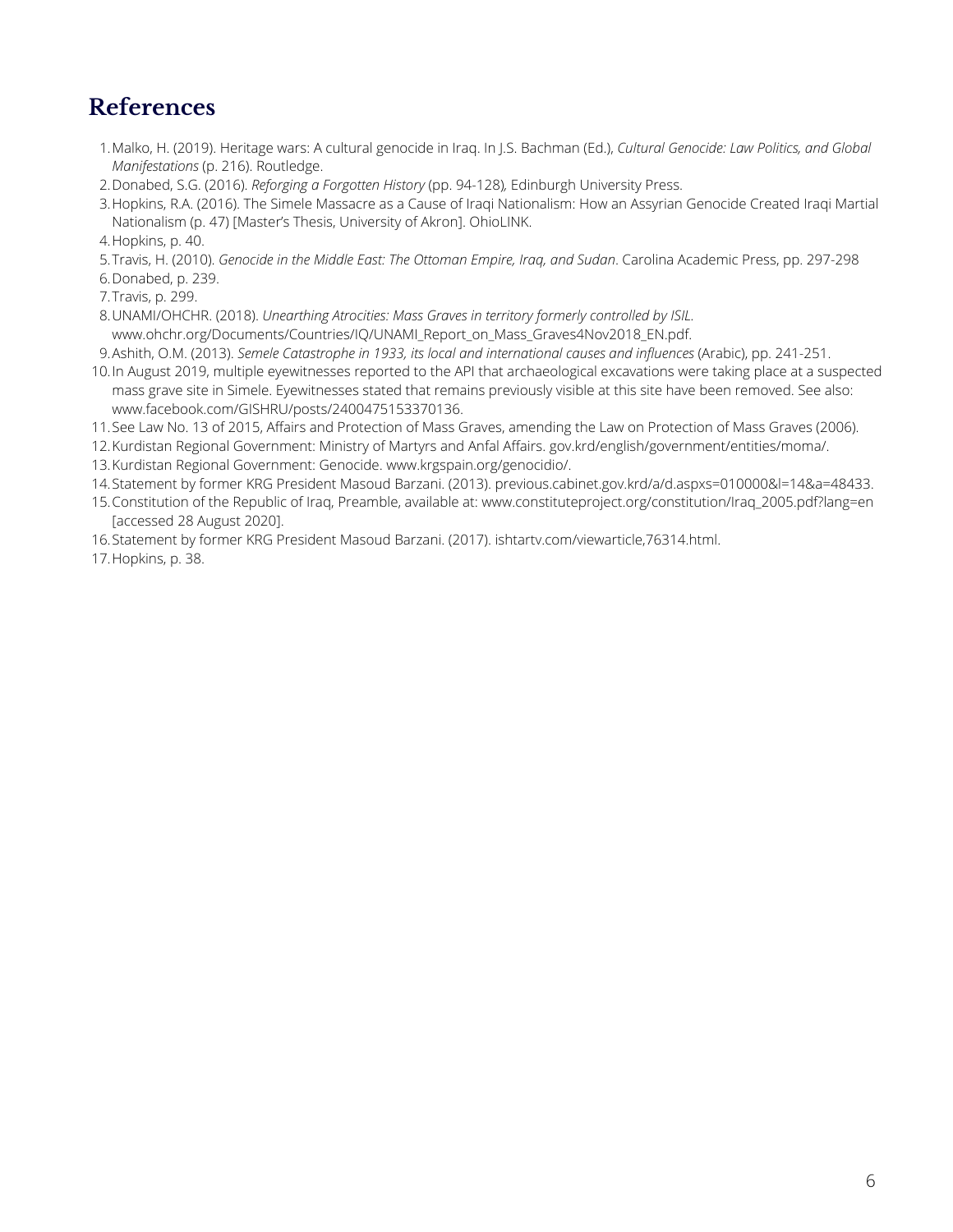## References

1. Malko, H. (2019). Heritage wars: A cultural genocide in Iraq. In J.S. Bachman (Ed.), *Cultural Genocide: Law Politics, and Global Manifestations* (p. 216). Routledge.
2. Donabed, S.G. (2016). *Reforging a Forgotten History* (pp. 94-128), Edinburgh University Press.
3. Hopkins, R.A. (2016). The Simele Massacre as a Cause of Iraqi Nationalism: How an Assyrian Genocide Created Iraqi Martial Nationalism (p. 47) [Master's Thesis, University of Akron]. OhioLINK.
4. Hopkins, p. 40.
5. Travis, H. (2010). *Genocide in the Middle East: The Ottoman Empire, Iraq, and Sudan*. Carolina Academic Press, pp. 297-298
6. Donabed, p. 239.
7. Travis, p. 299.
8. UNAMI/OHCHR. (2018). *Unearthing Atrocities: Mass Graves in territory formerly controlled by ISIL*. www.ohchr.org/Documents/Countries/IQ/UNAMI_Report_on_Mass_Graves4Nov2018_EN.pdf.
9. Ashith, O.M. (2013). *Semele Catastrophe in 1933, its local and international causes and influences* (Arabic), pp. 241-251.
10. In August 2019, multiple eyewitnesses reported to the API that archaeological excavations were taking place at a suspected mass grave site in Simele. Eyewitnesses stated that remains previously visible at this site have been removed. See also: www.facebook.com/GISHRU/posts/2400475153370136.
11. See Law No. 13 of 2015, Affairs and Protection of Mass Graves, amending the Law on Protection of Mass Graves (2006).
12. Kurdistan Regional Government: Ministry of Martyrs and Anfal Affairs. gov.krd/english/government/entities/moma/.
13. Kurdistan Regional Government: Genocide. www.krgspain.org/genocidio/.
14. Statement by former KRG President Masoud Barzani. (2013). previous.cabinet.gov.krd/a/d.aspxs=010000&l=14&a=48433.
15. Constitution of the Republic of Iraq, Preamble, available at: www.constituteproject.org/constitution/Iraq_2005.pdf?lang=en [accessed 28 August 2020].
16. Statement by former KRG President Masoud Barzani. (2017). ishtartv.com/viewarticle,76314.html.
17. Hopkins, p. 38.